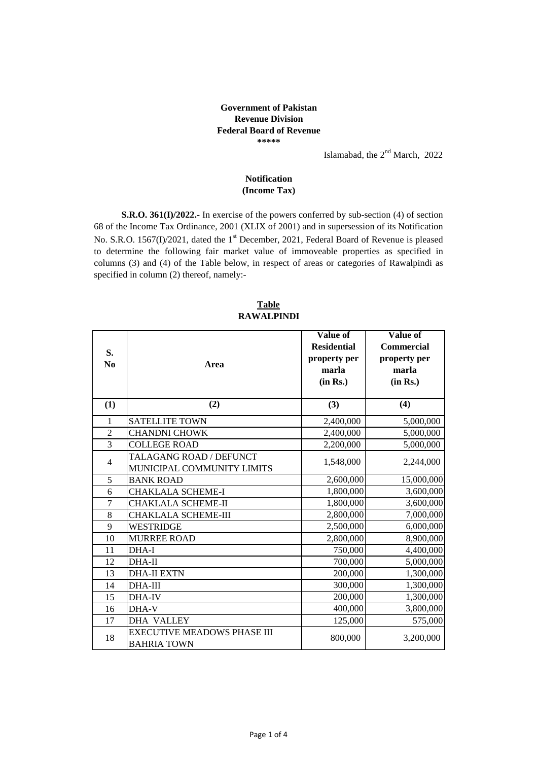**Government of Pakistan**
**Revenue Division**
**Federal Board of Revenue**
**\*\*\*\*\***

Islamabad, the 2[nd] March, 2022

**Notification**
**(Income Tax)**

**S.R.O. 361(I)/2022.-** In exercise of the powers conferred by sub-section (4) of section 68 of the Income Tax Ordinance, 2001 (XLIX of 2001) and in supersession of its Notification No. S.R.O. 1567(I)/2021, dated the 1[st] December, 2021, Federal Board of Revenue is pleased to determine the following fair market value of immoveable properties as specified in columns (3) and (4) of the Table below, in respect of areas or categories of Rawalpindi as specified in column (2) thereof, namely:-

**Table**
**RAWALPINDI**

| S. No | Area | Value of Residential property per marla (in Rs.) | Value of Commercial property per marla (in Rs.) |
|---|---|---|---|
| (1) | (2) | (3) | (4) |
| 1 | SATELLITE TOWN | 2,400,000 | 5,000,000 |
| 2 | CHANDNI CHOWK | 2,400,000 | 5,000,000 |
| 3 | COLLEGE ROAD | 2,200,000 | 5,000,000 |
| 4 | TALAGANG ROAD / DEFUNCT MUNICIPAL COMMUNITY LIMITS | 1,548,000 | 2,244,000 |
| 5 | BANK ROAD | 2,600,000 | 15,000,000 |
| 6 | CHAKLALA SCHEME-I | 1,800,000 | 3,600,000 |
| 7 | CHAKLALA SCHEME-II | 1,800,000 | 3,600,000 |
| 8 | CHAKLALA SCHEME-III | 2,800,000 | 7,000,000 |
| 9 | WESTRIDGE | 2,500,000 | 6,000,000 |
| 10 | MURREE ROAD | 2,800,000 | 8,900,000 |
| 11 | DHA-I | 750,000 | 4,400,000 |
| 12 | DHA-II | 700,000 | 5,000,000 |
| 13 | DHA-II EXTN | 200,000 | 1,300,000 |
| 14 | DHA-III | 300,000 | 1,300,000 |
| 15 | DHA-IV | 200,000 | 1,300,000 |
| 16 | DHA-V | 400,000 | 3,800,000 |
| 17 | DHA VALLEY | 125,000 | 575,000 |
| 18 | EXECUTIVE MEADOWS PHASE III BAHRIA TOWN | 800,000 | 3,200,000 |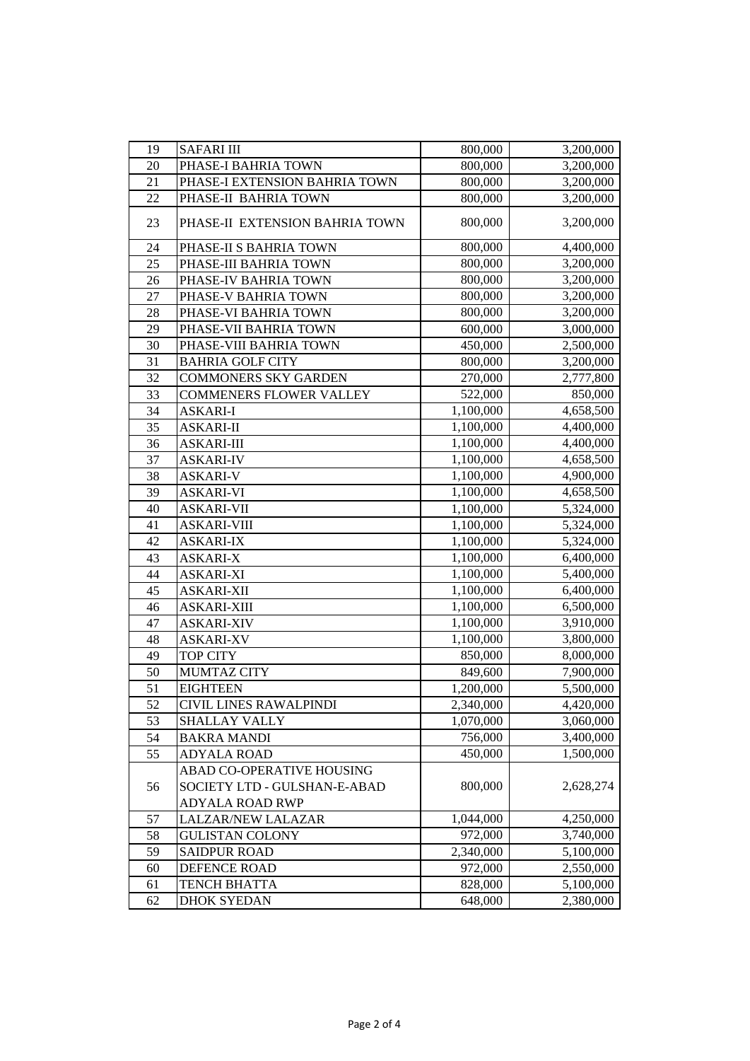| | | | |
|---|---|---|---|
| 19 | SAFARI III | 800,000 | 3,200,000 |
| 20 | PHASE-I BAHRIA TOWN | 800,000 | 3,200,000 |
| 21 | PHASE-I EXTENSION BAHRIA TOWN | 800,000 | 3,200,000 |
| 22 | PHASE-II BAHRIA TOWN | 800,000 | 3,200,000 |
| 23 | PHASE-II EXTENSION BAHRIA TOWN | 800,000 | 3,200,000 |
| 24 | PHASE-II S BAHRIA TOWN | 800,000 | 4,400,000 |
| 25 | PHASE-III BAHRIA TOWN | 800,000 | 3,200,000 |
| 26 | PHASE-IV BAHRIA TOWN | 800,000 | 3,200,000 |
| 27 | PHASE-V BAHRIA TOWN | 800,000 | 3,200,000 |
| 28 | PHASE-VI BAHRIA TOWN | 800,000 | 3,200,000 |
| 29 | PHASE-VII BAHRIA TOWN | 600,000 | 3,000,000 |
| 30 | PHASE-VIII BAHRIA TOWN | 450,000 | 2,500,000 |
| 31 | BAHRIA GOLF CITY | 800,000 | 3,200,000 |
| 32 | COMMONERS SKY GARDEN | 270,000 | 2,777,800 |
| 33 | COMMENERS FLOWER VALLEY | 522,000 | 850,000 |
| 34 | ASKARI-I | 1,100,000 | 4,658,500 |
| 35 | ASKARI-II | 1,100,000 | 4,400,000 |
| 36 | ASKARI-III | 1,100,000 | 4,400,000 |
| 37 | ASKARI-IV | 1,100,000 | 4,658,500 |
| 38 | ASKARI-V | 1,100,000 | 4,900,000 |
| 39 | ASKARI-VI | 1,100,000 | 4,658,500 |
| 40 | ASKARI-VII | 1,100,000 | 5,324,000 |
| 41 | ASKARI-VIII | 1,100,000 | 5,324,000 |
| 42 | ASKARI-IX | 1,100,000 | 5,324,000 |
| 43 | ASKARI-X | 1,100,000 | 6,400,000 |
| 44 | ASKARI-XI | 1,100,000 | 5,400,000 |
| 45 | ASKARI-XII | 1,100,000 | 6,400,000 |
| 46 | ASKARI-XIII | 1,100,000 | 6,500,000 |
| 47 | ASKARI-XIV | 1,100,000 | 3,910,000 |
| 48 | ASKARI-XV | 1,100,000 | 3,800,000 |
| 49 | TOP CITY | 850,000 | 8,000,000 |
| 50 | MUMTAZ CITY | 849,600 | 7,900,000 |
| 51 | EIGHTEEN | 1,200,000 | 5,500,000 |
| 52 | CIVIL LINES RAWALPINDI | 2,340,000 | 4,420,000 |
| 53 | SHALLAY VALLY | 1,070,000 | 3,060,000 |
| 54 | BAKRA MANDI | 756,000 | 3,400,000 |
| 55 | ADYALA ROAD | 450,000 | 1,500,000 |
| 56 | ABAD CO-OPERATIVE HOUSING SOCIETY LTD - GULSHAN-E-ABAD ADYALA ROAD RWP | 800,000 | 2,628,274 |
| 57 | LALZAR/NEW LALAZAR | 1,044,000 | 4,250,000 |
| 58 | GULISTAN COLONY | 972,000 | 3,740,000 |
| 59 | SAIDPUR ROAD | 2,340,000 | 5,100,000 |
| 60 | DEFENCE ROAD | 972,000 | 2,550,000 |
| 61 | TENCH BHATTA | 828,000 | 5,100,000 |
| 62 | DHOK SYEDAN | 648,000 | 2,380,000 |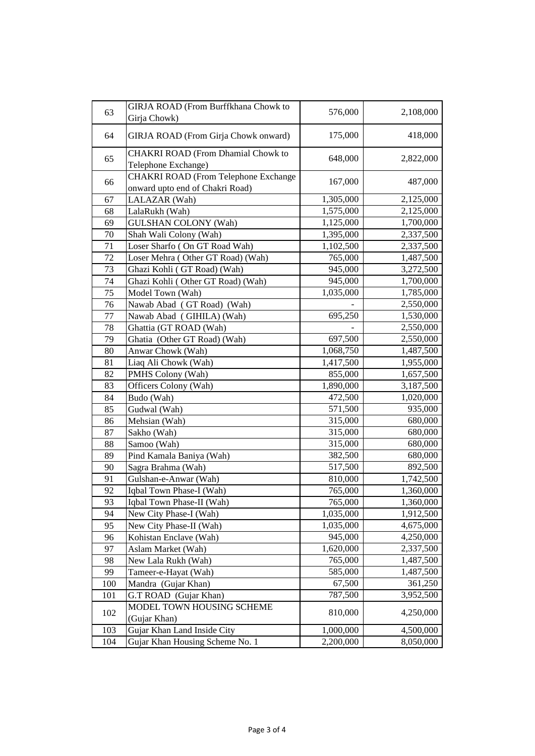| 63 | GIRJA ROAD (From Burffkhana Chowk to Girja Chowk) | 576,000 | 2,108,000 |
|---|---|---|---|
| 64 | GIRJA ROAD (From Girja Chowk onward) | 175,000 | 418,000 |
| 65 | CHAKRI ROAD (From Dhamial Chowk to Telephone Exchange) | 648,000 | 2,822,000 |
| 66 | CHAKRI ROAD (From Telephone Exchange onward upto end of Chakri Road) | 167,000 | 487,000 |
| 67 | LALAZAR (Wah) | 1,305,000 | 2,125,000 |
| 68 | LalaRukh (Wah) | 1,575,000 | 2,125,000 |
| 69 | GULSHAN COLONY (Wah) | 1,125,000 | 1,700,000 |
| 70 | Shah Wali Colony (Wah) | 1,395,000 | 2,337,500 |
| 71 | Loser Sharfo ( On GT Road Wah) | 1,102,500 | 2,337,500 |
| 72 | Loser Mehra ( Other GT Road) (Wah) | 765,000 | 1,487,500 |
| 73 | Ghazi Kohli ( GT Road) (Wah) | 945,000 | 3,272,500 |
| 74 | Ghazi Kohli ( Other GT Road) (Wah) | 945,000 | 1,700,000 |
| 75 | Model Town (Wah) | 1,035,000 | 1,785,000 |
| 76 | Nawab Abad ( GT Road) (Wah) | - | 2,550,000 |
| 77 | Nawab Abad ( GIHILA) (Wah) | 695,250 | 1,530,000 |
| 78 | Ghattia (GT ROAD (Wah) | - | 2,550,000 |
| 79 | Ghatia (Other GT Road) (Wah) | 697,500 | 2,550,000 |
| 80 | Anwar Chowk (Wah) | 1,068,750 | 1,487,500 |
| 81 | Liaq Ali Chowk (Wah) | 1,417,500 | 1,955,000 |
| 82 | PMHS Colony (Wah) | 855,000 | 1,657,500 |
| 83 | Officers Colony (Wah) | 1,890,000 | 3,187,500 |
| 84 | Budo (Wah) | 472,500 | 1,020,000 |
| 85 | Gudwal (Wah) | 571,500 | 935,000 |
| 86 | Mehsian (Wah) | 315,000 | 680,000 |
| 87 | Sakho (Wah) | 315,000 | 680,000 |
| 88 | Samoo (Wah) | 315,000 | 680,000 |
| 89 | Pind Kamala Baniya (Wah) | 382,500 | 680,000 |
| 90 | Sagra Brahma (Wah) | 517,500 | 892,500 |
| 91 | Gulshan-e-Anwar (Wah) | 810,000 | 1,742,500 |
| 92 | Iqbal Town Phase-I (Wah) | 765,000 | 1,360,000 |
| 93 | Iqbal Town Phase-II (Wah) | 765,000 | 1,360,000 |
| 94 | New City Phase-I (Wah) | 1,035,000 | 1,912,500 |
| 95 | New City Phase-II (Wah) | 1,035,000 | 4,675,000 |
| 96 | Kohistan Enclave (Wah) | 945,000 | 4,250,000 |
| 97 | Aslam Market (Wah) | 1,620,000 | 2,337,500 |
| 98 | New Lala Rukh (Wah) | 765,000 | 1,487,500 |
| 99 | Tameer-e-Hayat (Wah) | 585,000 | 1,487,500 |
| 100 | Mandra (Gujar Khan) | 67,500 | 361,250 |
| 101 | G.T ROAD (Gujar Khan) | 787,500 | 3,952,500 |
| 102 | MODEL TOWN HOUSING SCHEME (Gujar Khan) | 810,000 | 4,250,000 |
| 103 | Gujar Khan Land Inside City | 1,000,000 | 4,500,000 |
| 104 | Gujar Khan Housing Scheme No. 1 | 2,200,000 | 8,050,000 |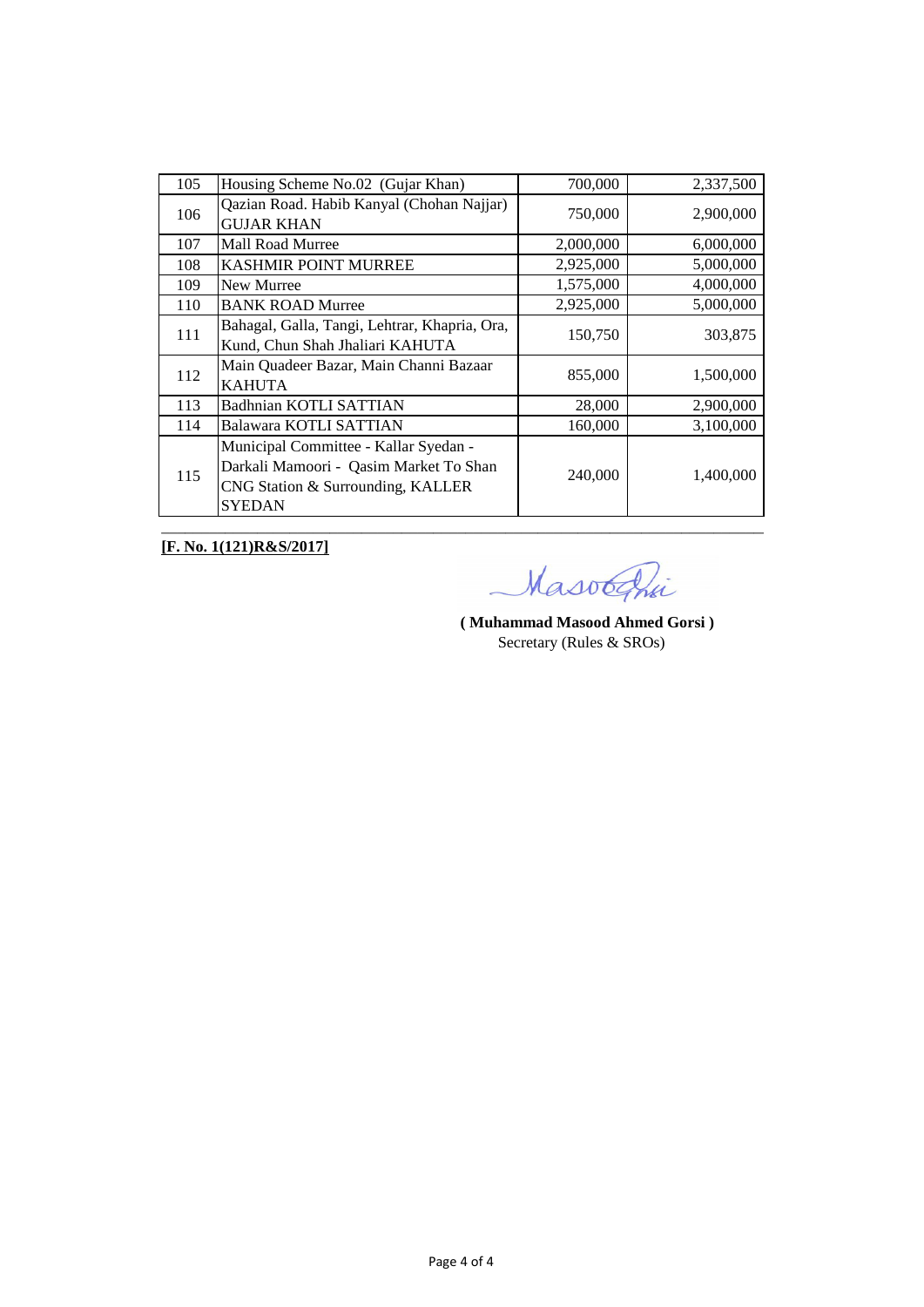| | | | |
|---|---|---|---|
| 105 | Housing Scheme No.02 (Gujar Khan) | 700,000 | 2,337,500 |
| 106 | Qazian Road. Habib Kanyal (Chohan Najjar) GUJAR KHAN | 750,000 | 2,900,000 |
| 107 | Mall Road Murree | 2,000,000 | 6,000,000 |
| 108 | KASHMIR POINT MURREE | 2,925,000 | 5,000,000 |
| 109 | New Murree | 1,575,000 | 4,000,000 |
| 110 | BANK ROAD Murree | 2,925,000 | 5,000,000 |
| 111 | Bahagal, Galla, Tangi, Lehtrar, Khapria, Ora, Kund, Chun Shah Jhaliari KAHUTA | 150,750 | 303,875 |
| 112 | Main Quadeer Bazar, Main Channi Bazaar KAHUTA | 855,000 | 1,500,000 |
| 113 | Badhnian KOTLI SATTIAN | 28,000 | 2,900,000 |
| 114 | Balawara KOTLI SATTIAN | 160,000 | 3,100,000 |
| 115 | Municipal Committee - Kallar Syedan - Darkali Mamoori - Qasim Market To Shan CNG Station & Surrounding, KALLER SYEDAN | 240,000 | 1,400,000 |

**[F. No. 1(121)R&S/2017]**

**( Muhammad Masood Ahmed Gorsi )**
Secretary (Rules & SROs)